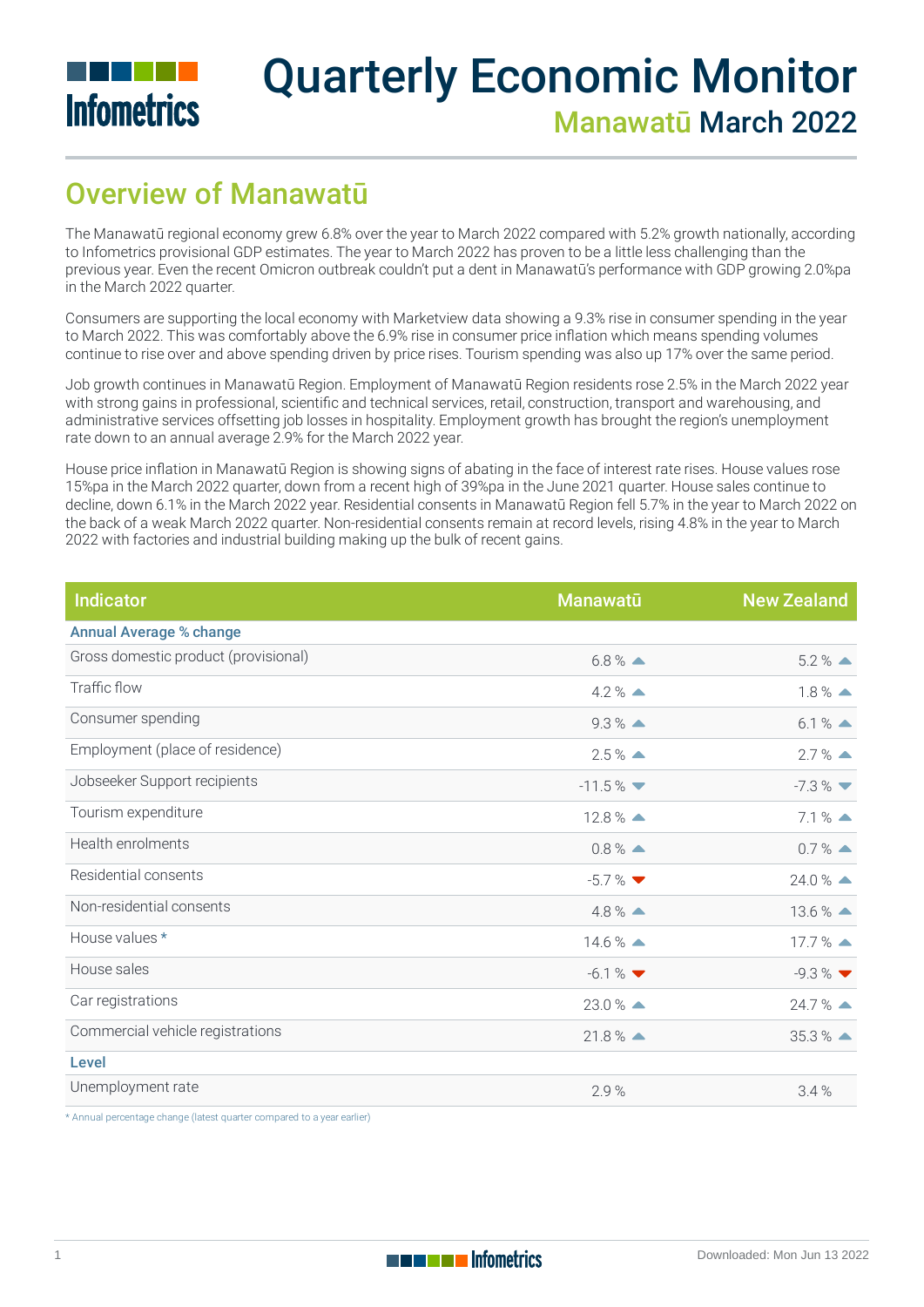# Quarterly Economic Monitor

## Manawatū March 2022

## Overview of Manawatū

The Manawatū regional economy grew 6.8% over the year to March 2022 compared with 5.2% growth nationally, according to Infometrics provisional GDP estimates. The year to March 2022 has proven to be a little less challenging than the previous year. Even the recent Omicron outbreak couldn't put a dent in Manawatū's performance with GDP growing 2.0%pa in the March 2022 quarter.

Consumers are supporting the local economy with Marketview data showing a 9.3% rise in consumer spending in the year to March 2022. This was comfortably above the 6.9% rise in consumer price inflation which means spending volumes continue to rise over and above spending driven by price rises. Tourism spending was also up 17% over the same period.

Job growth continues in Manawatū Region. Employment of Manawatū Region residents rose 2.5% in the March 2022 year with strong gains in professional, scientific and technical services, retail, construction, transport and warehousing, and administrative services offsetting job losses in hospitality. Employment growth has brought the region's unemployment rate down to an annual average 2.9% for the March 2022 year.

House price inflation in Manawatū Region is showing signs of abating in the face of interest rate rises. House values rose 15%pa in the March 2022 quarter, down from a recent high of 39%pa in the June 2021 quarter. House sales continue to decline, down 6.1% in the March 2022 year. Residential consents in Manawatū Region fell 5.7% in the year to March 2022 on the back of a weak March 2022 quarter. Non-residential consents remain at record levels, rising 4.8% in the year to March 2022 with factories and industrial building making up the bulk of recent gains.

| Indicator | Manawatū | New Zealand |
|---|---|---|
| **Annual Average % change** | | |
| Gross domestic product (provisional) | 6.8 % ▲ | 5.2 % ▲ |
| Traffic flow | 4.2 % ▲ | 1.8 % ▲ |
| Consumer spending | 9.3 % ▲ | 6.1 % ▲ |
| Employment (place of residence) | 2.5 % ▲ | 2.7 % ▲ |
| Jobseeker Support recipients | -11.5 % ▼ | -7.3 % ▼ |
| Tourism expenditure | 12.8 % ▲ | 7.1 % ▲ |
| Health enrolments | 0.8 % ▲ | 0.7 % ▲ |
| Residential consents | -5.7 % ▼ | 24.0 % ▲ |
| Non-residential consents | 4.8 % ▲ | 13.6 % ▲ |
| House values * | 14.6 % ▲ | 17.7 % ▲ |
| House sales | -6.1 % ▼ | -9.3 % ▼ |
| Car registrations | 23.0 % ▲ | 24.7 % ▲ |
| Commercial vehicle registrations | 21.8 % ▲ | 35.3 % ▲ |
| **Level** | | |
| Unemployment rate | 2.9 % | 3.4 % |

\* Annual percentage change (latest quarter compared to a year earlier)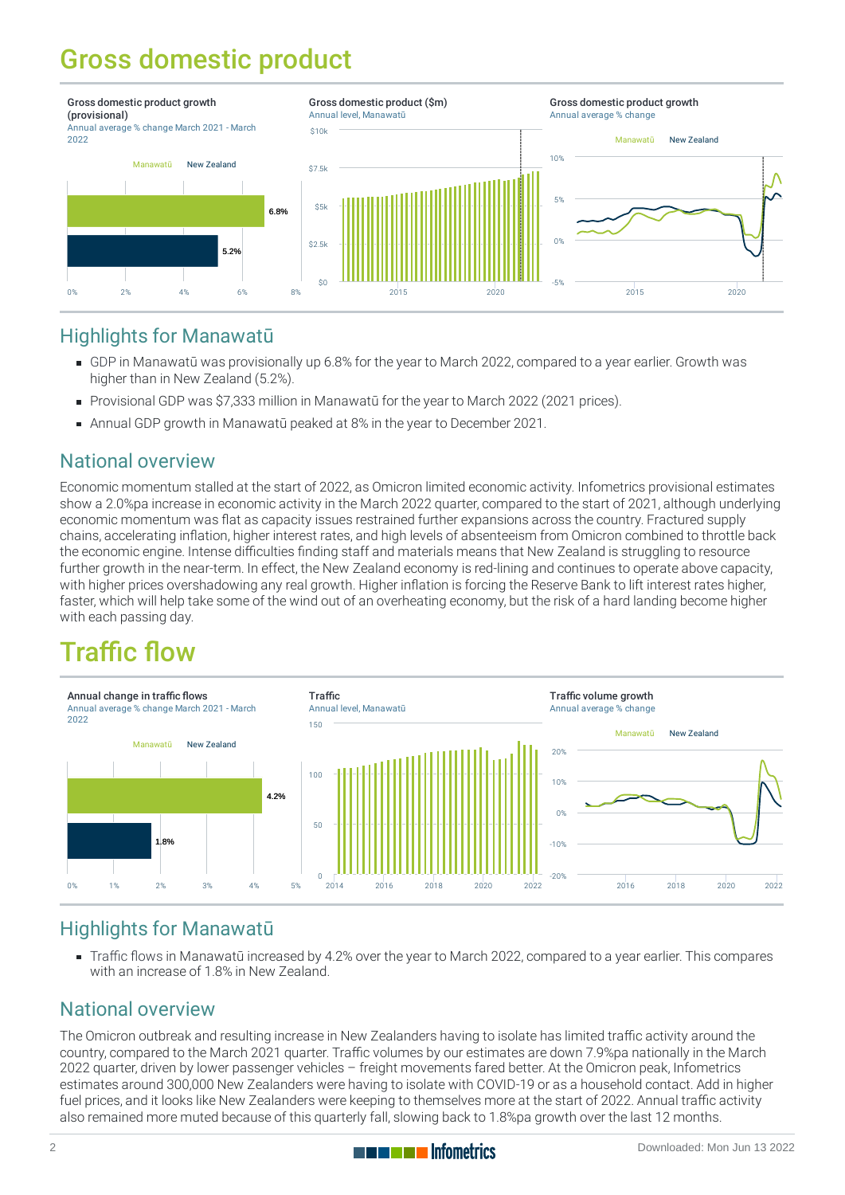# Gross domestic product

Gross domestic product growth (provisional)
Annual average % change March 2021 - March 2022

Gross domestic product ($m)
Annual level, Manawatū

Gross domestic product growth
Annual average % change

## Highlights for Manawatū

- GDP in Manawatū was provisionally up 6.8% for the year to March 2022, compared to a year earlier. Growth was higher than in New Zealand (5.2%).
- Provisional GDP was $7,333 million in Manawatū for the year to March 2022 (2021 prices).
- Annual GDP growth in Manawatū peaked at 8% in the year to December 2021.

## National overview

Economic momentum stalled at the start of 2022, as Omicron limited economic activity. Infometrics provisional estimates show a 2.0%pa increase in economic activity in the March 2022 quarter, compared to the start of 2021, although underlying economic momentum was flat as capacity issues restrained further expansions across the country. Fractured supply chains, accelerating inflation, higher interest rates, and high levels of absenteeism from Omicron combined to throttle back the economic engine. Intense difficulties finding staff and materials means that New Zealand is struggling to resource further growth in the near-term. In effect, the New Zealand economy is red-lining and continues to operate above capacity, with higher prices overshadowing any real growth. Higher inflation is forcing the Reserve Bank to lift interest rates higher, faster, which will help take some of the wind out of an overheating economy, but the risk of a hard landing become higher with each passing day.

# Traffic flow

Annual change in traffic flows
Annual average % change March 2021 - March 2022

Traffic
Annual level, Manawatū

Traffic volume growth
Annual average % change

## Highlights for Manawatū

- Traffic flows in Manawatū increased by 4.2% over the year to March 2022, compared to a year earlier. This compares with an increase of 1.8% in New Zealand.

## National overview

The Omicron outbreak and resulting increase in New Zealanders having to isolate has limited traffic activity around the country, compared to the March 2021 quarter. Traffic volumes by our estimates are down 7.9%pa nationally in the March 2022 quarter, driven by lower passenger vehicles – freight movements fared better. At the Omicron peak, Infometrics estimates around 300,000 New Zealanders were having to isolate with COVID-19 or as a household contact. Add in higher fuel prices, and it looks like New Zealanders were keeping to themselves more at the start of 2022. Annual traffic activity also remained more muted because of this quarterly fall, slowing back to 1.8%pa growth over the last 12 months.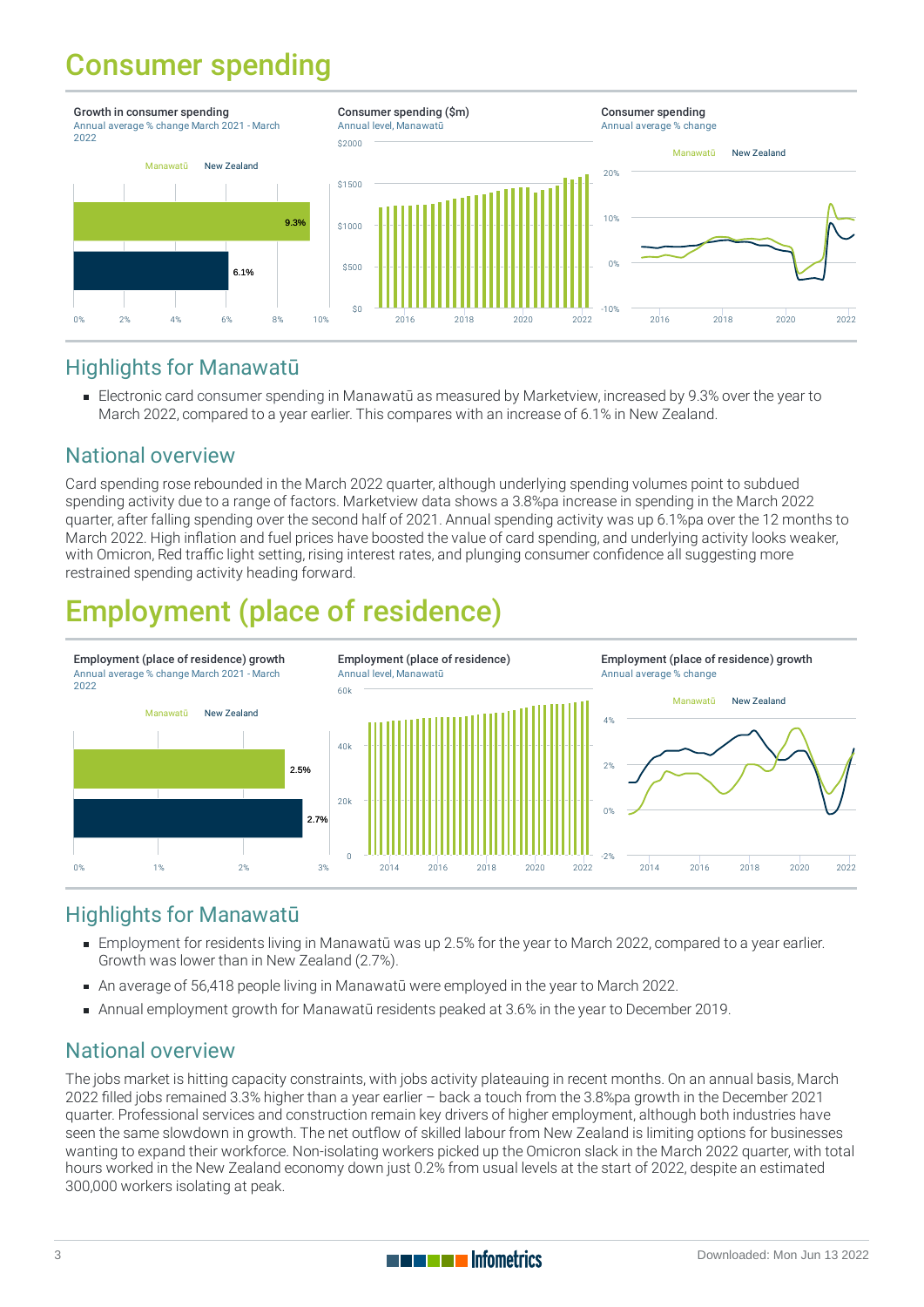# Consumer spending

**Growth in consumer spending**
Annual average % change March 2021 - March 2022

| | Growth |
|---|---|
| Manawatū | 9.3% |
| New Zealand | 6.1% |

**Consumer spending ($m)**
Annual level, Manawatū

**Consumer spending**
Annual average % change

## Highlights for Manawatū

- Electronic card consumer spending in Manawatū as measured by Marketview, increased by 9.3% over the year to March 2022, compared to a year earlier. This compares with an increase of 6.1% in New Zealand.

## National overview

Card spending rose rebounded in the March 2022 quarter, although underlying spending volumes point to subdued spending activity due to a range of factors. Marketview data shows a 3.8%pa increase in spending in the March 2022 quarter, after falling spending over the second half of 2021. Annual spending activity was up 6.1%pa over the 12 months to March 2022. High inflation and fuel prices have boosted the value of card spending, and underlying activity looks weaker, with Omicron, Red traffic light setting, rising interest rates, and plunging consumer confidence all suggesting more restrained spending activity heading forward.

# Employment (place of residence)

**Employment (place of residence) growth**
Annual average % change March 2021 - March 2022

| | Growth |
|---|---|
| Manawatū | 2.5% |
| New Zealand | 2.7% |

**Employment (place of residence)**
Annual level, Manawatū

**Employment (place of residence) growth**
Annual average % change

## Highlights for Manawatū

- Employment for residents living in Manawatū was up 2.5% for the year to March 2022, compared to a year earlier. Growth was lower than in New Zealand (2.7%).
- An average of 56,418 people living in Manawatū were employed in the year to March 2022.
- Annual employment growth for Manawatū residents peaked at 3.6% in the year to December 2019.

## National overview

The jobs market is hitting capacity constraints, with jobs activity plateauing in recent months. On an annual basis, March 2022 filled jobs remained 3.3% higher than a year earlier – back a touch from the 3.8%pa growth in the December 2021 quarter. Professional services and construction remain key drivers of higher employment, although both industries have seen the same slowdown in growth. The net outflow of skilled labour from New Zealand is limiting options for businesses wanting to expand their workforce. Non-isolating workers picked up the Omicron slack in the March 2022 quarter, with total hours worked in the New Zealand economy down just 0.2% from usual levels at the start of 2022, despite an estimated 300,000 workers isolating at peak.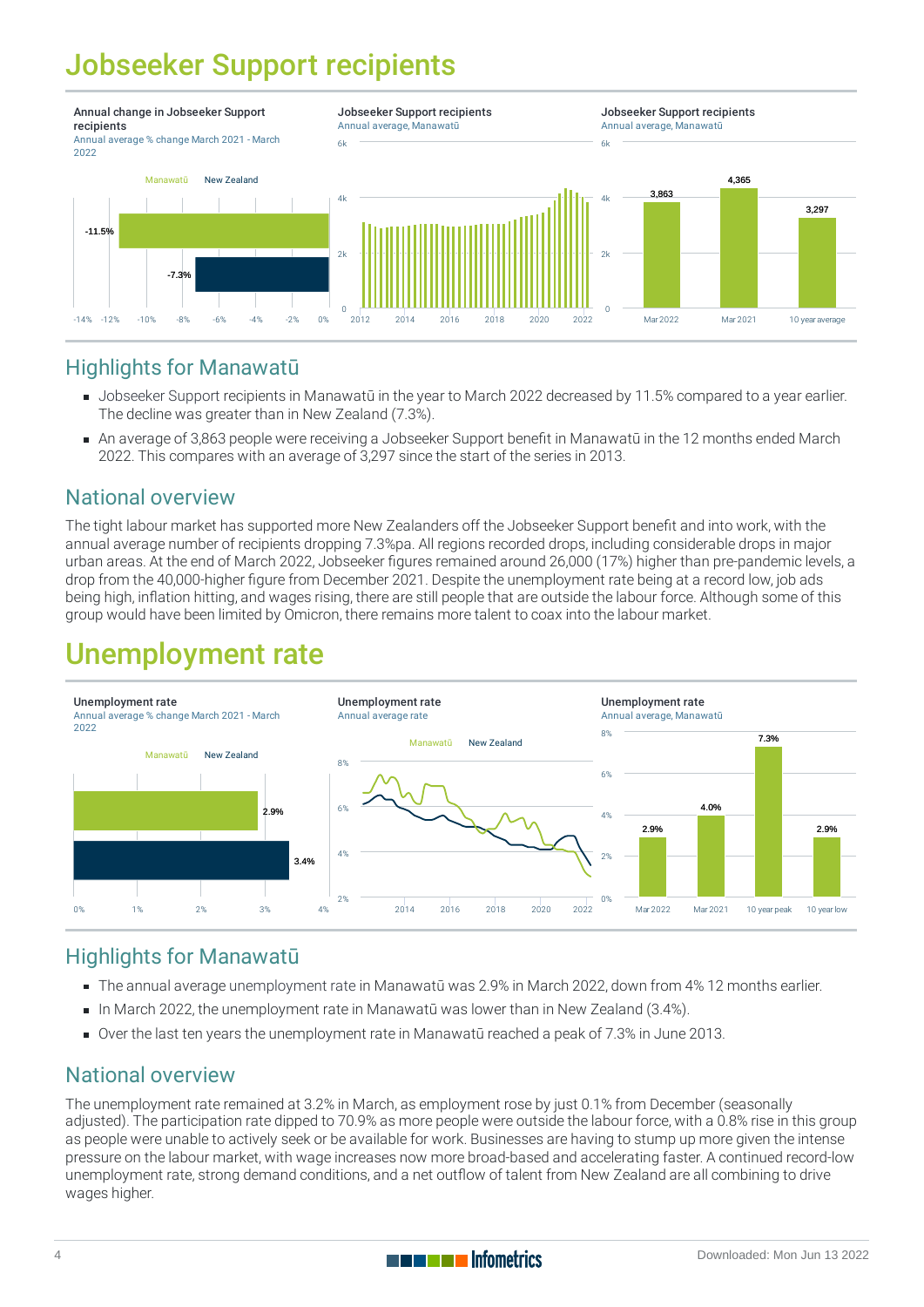# Jobseeker Support recipients

**Annual change in Jobseeker Support recipients**
Annual average % change March 2021 - March 2022

| | Manawatū | New Zealand |
|---|---|---|
| Annual change | -11.5% | -7.3% |

**Jobseeker Support recipients**
Annual average, Manawatū

**Jobseeker Support recipients**
Annual average, Manawatū

| Mar 2022 | Mar 2021 | 10 year average |
|---|---|---|
| 3,863 | 4,365 | 3,297 |

## Highlights for Manawatū

- Jobseeker Support recipients in Manawatū in the year to March 2022 decreased by 11.5% compared to a year earlier. The decline was greater than in New Zealand (7.3%).
- An average of 3,863 people were receiving a Jobseeker Support benefit in Manawatū in the 12 months ended March 2022. This compares with an average of 3,297 since the start of the series in 2013.

## National overview

The tight labour market has supported more New Zealanders off the Jobseeker Support benefit and into work, with the annual average number of recipients dropping 7.3%pa. All regions recorded drops, including considerable drops in major urban areas. At the end of March 2022, Jobseeker figures remained around 26,000 (17%) higher than pre-pandemic levels, a drop from the 40,000-higher figure from December 2021. Despite the unemployment rate being at a record low, job ads being high, inflation hitting, and wages rising, there are still people that are outside the labour force. Although some of this group would have been limited by Omicron, there remains more talent to coax into the labour market.

# Unemployment rate

**Unemployment rate**
Annual average % change March 2021 - March 2022

| | Manawatū | New Zealand |
|---|---|---|
| Unemployment rate | 2.9% | 3.4% |

**Unemployment rate**
Annual average rate

**Unemployment rate**
Annual average, Manawatū

| Mar 2022 | Mar 2021 | 10 year peak | 10 year low |
|---|---|---|---|
| 2.9% | 4.0% | 7.3% | 2.9% |

## Highlights for Manawatū

- The annual average unemployment rate in Manawatū was 2.9% in March 2022, down from 4% 12 months earlier.
- In March 2022, the unemployment rate in Manawatū was lower than in New Zealand (3.4%).
- Over the last ten years the unemployment rate in Manawatū reached a peak of 7.3% in June 2013.

## National overview

The unemployment rate remained at 3.2% in March, as employment rose by just 0.1% from December (seasonally adjusted). The participation rate dipped to 70.9% as more people were outside the labour force, with a 0.8% rise in this group as people were unable to actively seek or be available for work. Businesses are having to stump up more given the intense pressure on the labour market, with wage increases now more broad-based and accelerating faster. A continued record-low unemployment rate, strong demand conditions, and a net outflow of talent from New Zealand are all combining to drive wages higher.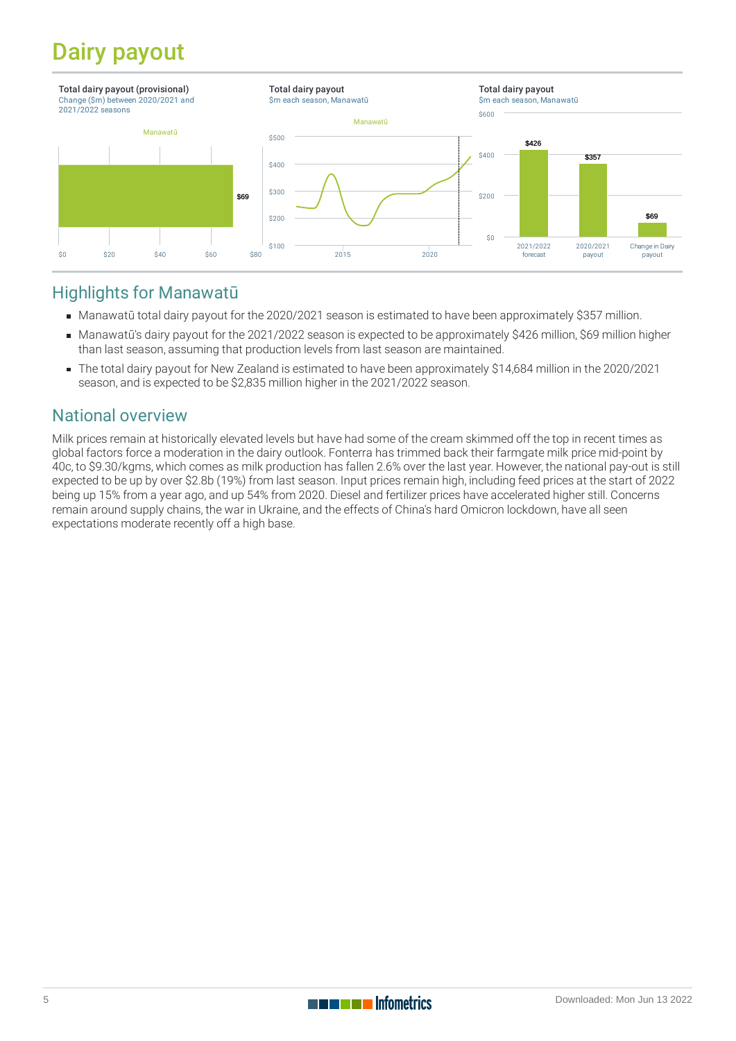# Dairy payout

**Total dairy payout (provisional)**
Change ($m) between 2020/2021 and 2021/2022 seasons

Manawatū: $69

**Total dairy payout**
$m each season, Manawatū

**Total dairy payout**
$m each season, Manawatū

| 2021/2022 forecast | 2020/2021 payout | Change in Dairy payout |
|---|---|---|
| $426 | $357 | $69 |

## Highlights for Manawatū

- Manawatū total dairy payout for the 2020/2021 season is estimated to have been approximately $357 million.
- Manawatū's dairy payout for the 2021/2022 season is expected to be approximately $426 million, $69 million higher than last season, assuming that production levels from last season are maintained.
- The total dairy payout for New Zealand is estimated to have been approximately $14,684 million in the 2020/2021 season, and is expected to be $2,835 million higher in the 2021/2022 season.

## National overview

Milk prices remain at historically elevated levels but have had some of the cream skimmed off the top in recent times as global factors force a moderation in the dairy outlook. Fonterra has trimmed back their farmgate milk price mid-point by 40c, to $9.30/kgms, which comes as milk production has fallen 2.6% over the last year. However, the national pay-out is still expected to be up by over $2.8b (19%) from last season. Input prices remain high, including feed prices at the start of 2022 being up 15% from a year ago, and up 54% from 2020. Diesel and fertilizer prices have accelerated higher still. Concerns remain around supply chains, the war in Ukraine, and the effects of China's hard Omicron lockdown, have all seen expectations moderate recently off a high base.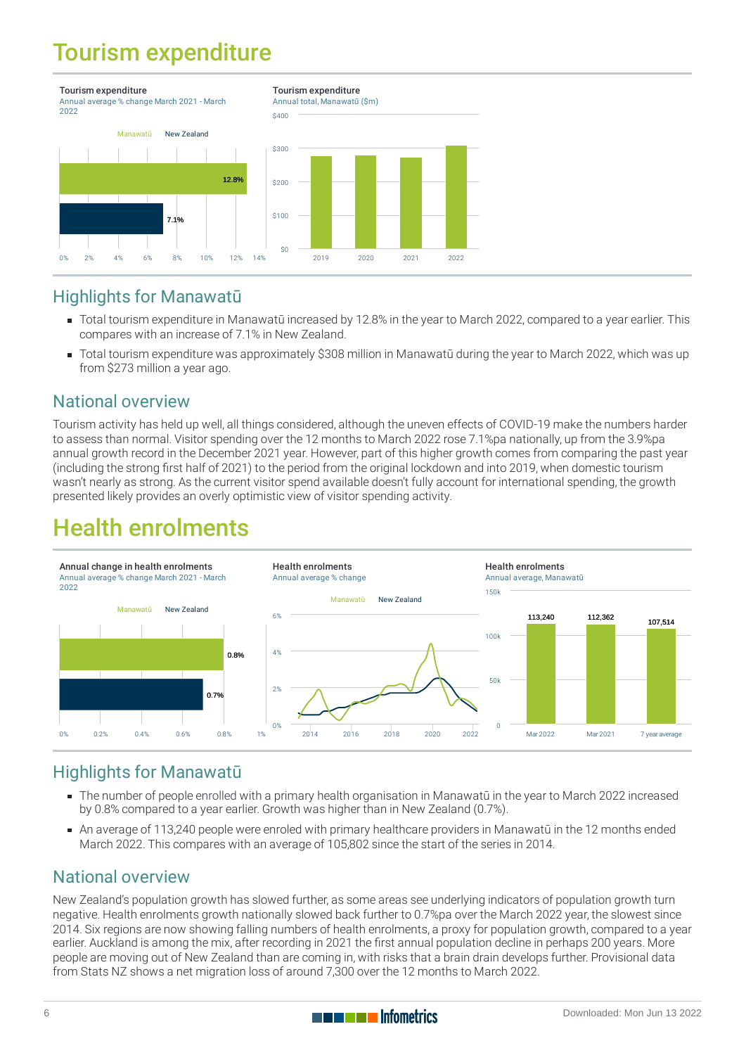# Tourism expenditure

**Tourism expenditure**
Annual average % change March 2021 - March 2022

Manawatū New Zealand

12.8%

7.1%

0% 2% 4% 6% 8% 10% 12% 14%

**Tourism expenditure**
Annual total, Manawatū ($m)

$400 $300 $200 $100 $0

2019 2020 2021 2022

## Highlights for Manawatū

- Total tourism expenditure in Manawatū increased by 12.8% in the year to March 2022, compared to a year earlier. This compares with an increase of 7.1% in New Zealand.
- Total tourism expenditure was approximately $308 million in Manawatū during the year to March 2022, which was up from $273 million a year ago.

## National overview

Tourism activity has held up well, all things considered, although the uneven effects of COVID-19 make the numbers harder to assess than normal. Visitor spending over the 12 months to March 2022 rose 7.1%pa nationally, up from the 3.9%pa annual growth record in the December 2021 year. However, part of this higher growth comes from comparing the past year (including the strong first half of 2021) to the period from the original lockdown and into 2019, when domestic tourism wasn't nearly as strong. As the current visitor spend available doesn't fully account for international spending, the growth presented likely provides an overly optimistic view of visitor spending activity.

# Health enrolments

**Annual change in health enrolments**
Annual average % change March 2021 - March 2022

Manawatū New Zealand

0.8%

0.7%

0% 0.2% 0.4% 0.6% 0.8% 1%

**Health enrolments**
Annual average % change

Manawatū New Zealand

6% 4% 2% 0%

2014 2016 2018 2020 2022

**Health enrolments**
Annual average, Manawatū

150k 100k 50k 0

113,240 (Mar 2022)
112,362 (Mar 2021)
107,514 (7 year average)

## Highlights for Manawatū

- The number of people enrolled with a primary health organisation in Manawatū in the year to March 2022 increased by 0.8% compared to a year earlier. Growth was higher than in New Zealand (0.7%).
- An average of 113,240 people were enroled with primary healthcare providers in Manawatū in the 12 months ended March 2022. This compares with an average of 105,802 since the start of the series in 2014.

## National overview

New Zealand's population growth has slowed further, as some areas see underlying indicators of population growth turn negative. Health enrolments growth nationally slowed back further to 0.7%pa over the March 2022 year, the slowest since 2014. Six regions are now showing falling numbers of health enrolments, a proxy for population growth, compared to a year earlier. Auckland is among the mix, after recording in 2021 the first annual population decline in perhaps 200 years. More people are moving out of New Zealand than are coming in, with risks that a brain drain develops further. Provisional data from Stats NZ shows a net migration loss of around 7,300 over the 12 months to March 2022.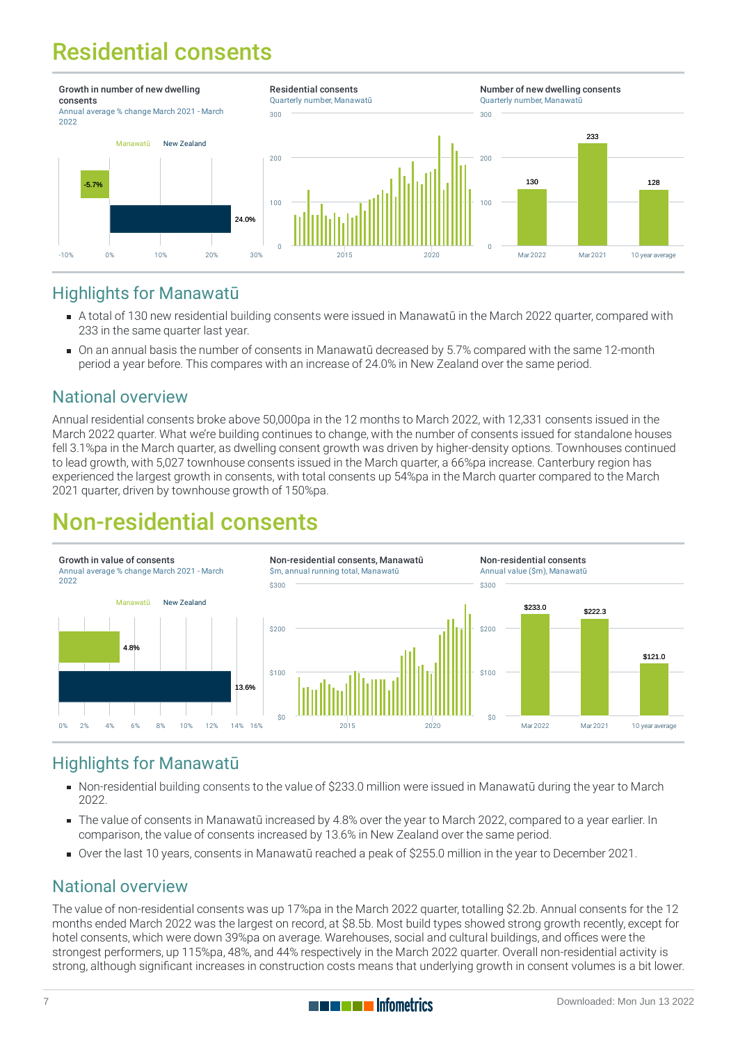# Residential consents

**Growth in number of new dwelling consents**
Annual average % change March 2021 - March 2022

| | Manawatū | New Zealand |
|---|---|---|
| Growth | -5.7% | 24.0% |

**Residential consents**
Quarterly number, Manawatū

**Number of new dwelling consents**
Quarterly number, Manawatū

| Mar 2022 | Mar 2021 | 10 year average |
|---|---|---|
| 130 | 233 | 128 |

## Highlights for Manawatū

- A total of 130 new residential building consents were issued in Manawatū in the March 2022 quarter, compared with 233 in the same quarter last year.
- On an annual basis the number of consents in Manawatū decreased by 5.7% compared with the same 12-month period a year before. This compares with an increase of 24.0% in New Zealand over the same period.

## National overview

Annual residential consents broke above 50,000pa in the 12 months to March 2022, with 12,331 consents issued in the March 2022 quarter. What we're building continues to change, with the number of consents issued for standalone houses fell 3.1%pa in the March quarter, as dwelling consent growth was driven by higher-density options. Townhouses continued to lead growth, with 5,027 townhouse consents issued in the March quarter, a 66%pa increase. Canterbury region has experienced the largest growth in consents, with total consents up 54%pa in the March quarter compared to the March 2021 quarter, driven by townhouse growth of 150%pa.

# Non-residential consents

**Growth in value of consents**
Annual average % change March 2021 - March 2022

| | Manawatū | New Zealand |
|---|---|---|
| Growth | 4.8% | 13.6% |

**Non-residential consents, Manawatū**
$m, annual running total, Manawatū

**Non-residential consents**
Annual value ($m), Manawatū

| Mar 2022 | Mar 2021 | 10 year average |
|---|---|---|
| $233.0 | $222.3 | $121.0 |

## Highlights for Manawatū

- Non-residential building consents to the value of $233.0 million were issued in Manawatū during the year to March 2022.
- The value of consents in Manawatū increased by 4.8% over the year to March 2022, compared to a year earlier. In comparison, the value of consents increased by 13.6% in New Zealand over the same period.
- Over the last 10 years, consents in Manawatū reached a peak of $255.0 million in the year to December 2021.

## National overview

The value of non-residential consents was up 17%pa in the March 2022 quarter, totalling $2.2b. Annual consents for the 12 months ended March 2022 was the largest on record, at $8.5b. Most build types showed strong growth recently, except for hotel consents, which were down 39%pa on average. Warehouses, social and cultural buildings, and offices were the strongest performers, up 115%pa, 48%, and 44% respectively in the March 2022 quarter. Overall non-residential activity is strong, although significant increases in construction costs means that underlying growth in consent volumes is a bit lower.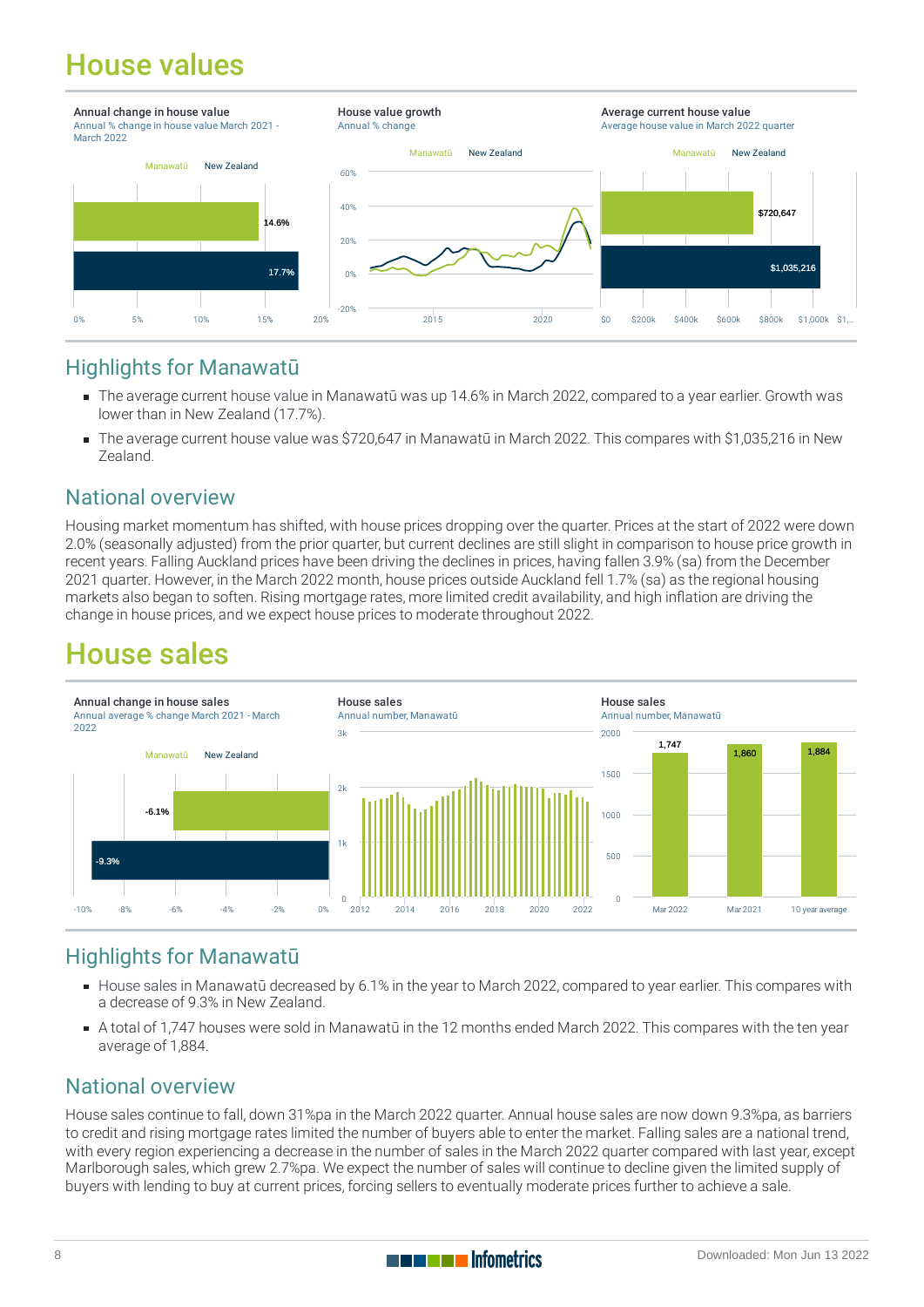# House values

**Annual change in house value**
Annual % change in house value March 2021 - March 2022

Manawatū | New Zealand

- Manawatū: 14.6%
- New Zealand: 17.7%

**House value growth**
Annual % change

Manawatū | New Zealand

**Average current house value**
Average house value in March 2022 quarter

Manawatū | New Zealand

- Manawatū: $720,647
- New Zealand: $1,035,216

## Highlights for Manawatū

- The average current house value in Manawatū was up 14.6% in March 2022, compared to a year earlier. Growth was lower than in New Zealand (17.7%).
- The average current house value was $720,647 in Manawatū in March 2022. This compares with $1,035,216 in New Zealand.

## National overview

Housing market momentum has shifted, with house prices dropping over the quarter. Prices at the start of 2022 were down 2.0% (seasonally adjusted) from the prior quarter, but current declines are still slight in comparison to house price growth in recent years. Falling Auckland prices have been driving the declines in prices, having fallen 3.9% (sa) from the December 2021 quarter. However, in the March 2022 month, house prices outside Auckland fell 1.7% (sa) as the regional housing markets also began to soften. Rising mortgage rates, more limited credit availability, and high inflation are driving the change in house prices, and we expect house prices to moderate throughout 2022.

# House sales

**Annual change in house sales**
Annual average % change March 2021 - March 2022

Manawatū | New Zealand

- Manawatū: -6.1%
- New Zealand: -9.3%

**House sales**
Annual number, Manawatū

**House sales**
Annual number, Manawatū

| Period | House sales |
| --- | --- |
| Mar 2022 | 1,747 |
| Mar 2021 | 1,860 |
| 10 year average | 1,884 |

## Highlights for Manawatū

- House sales in Manawatū decreased by 6.1% in the year to March 2022, compared to year earlier. This compares with a decrease of 9.3% in New Zealand.
- A total of 1,747 houses were sold in Manawatū in the 12 months ended March 2022. This compares with the ten year average of 1,884.

## National overview

House sales continue to fall, down 31%pa in the March 2022 quarter. Annual house sales are now down 9.3%pa, as barriers to credit and rising mortgage rates limited the number of buyers able to enter the market. Falling sales are a national trend, with every region experiencing a decrease in the number of sales in the March 2022 quarter compared with last year, except Marlborough sales, which grew 2.7%pa. We expect the number of sales will continue to decline given the limited supply of buyers with lending to buy at current prices, forcing sellers to eventually moderate prices further to achieve a sale.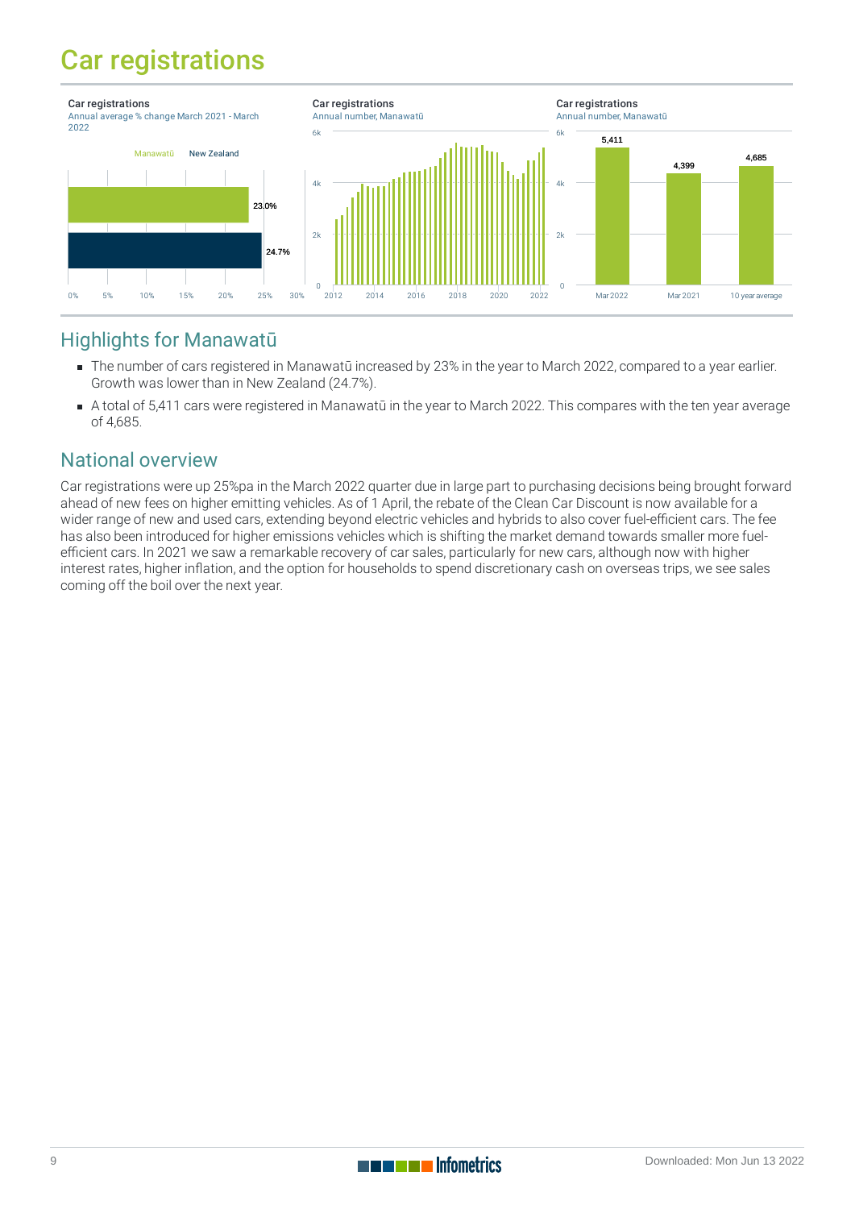# Car registrations

Car registrations
Annual average % change March 2021 - March 2022

| | % change |
|---|---|
| Manawatū | 23.0% |
| New Zealand | 24.7% |

Car registrations
Annual number, Manawatū

Car registrations
Annual number, Manawatū

| Mar 2022 | Mar 2021 | 10 year average |
|---|---|---|
| 5,411 | 4,399 | 4,685 |

## Highlights for Manawatū

- The number of cars registered in Manawatū increased by 23% in the year to March 2022, compared to a year earlier. Growth was lower than in New Zealand (24.7%).
- A total of 5,411 cars were registered in Manawatū in the year to March 2022. This compares with the ten year average of 4,685.

## National overview

Car registrations were up 25%pa in the March 2022 quarter due in large part to purchasing decisions being brought forward ahead of new fees on higher emitting vehicles. As of 1 April, the rebate of the Clean Car Discount is now available for a wider range of new and used cars, extending beyond electric vehicles and hybrids to also cover fuel-efficient cars. The fee has also been introduced for higher emissions vehicles which is shifting the market demand towards smaller more fuel-efficient cars. In 2021 we saw a remarkable recovery of car sales, particularly for new cars, although now with higher interest rates, higher inflation, and the option for households to spend discretionary cash on overseas trips, we see sales coming off the boil over the next year.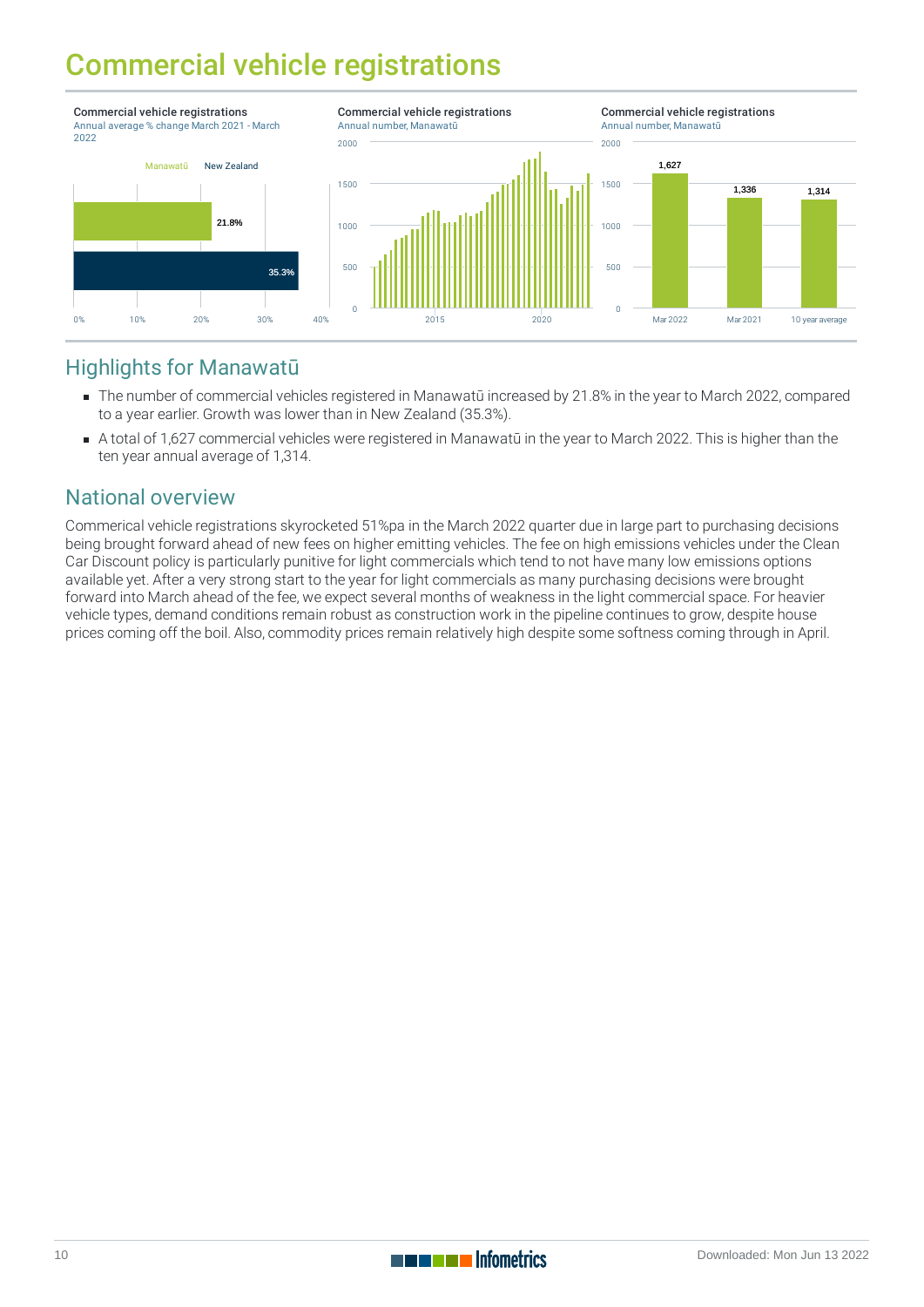# Commercial vehicle registrations

Commercial vehicle registrations
Annual average % change March 2021 - March 2022

| | |
|---|---|
| Manawatū | 21.8% |
| New Zealand | 35.3% |

Commercial vehicle registrations
Annual number, Manawatū

Commercial vehicle registrations
Annual number, Manawatū

| Mar 2022 | Mar 2021 | 10 year average |
|---|---|---|
| 1,627 | 1,336 | 1,314 |

## Highlights for Manawatū

- The number of commercial vehicles registered in Manawatū increased by 21.8% in the year to March 2022, compared to a year earlier. Growth was lower than in New Zealand (35.3%).
- A total of 1,627 commercial vehicles were registered in Manawatū in the year to March 2022. This is higher than the ten year annual average of 1,314.

## National overview

Commerical vehicle registrations skyrocketed 51%pa in the March 2022 quarter due in large part to purchasing decisions being brought forward ahead of new fees on higher emitting vehicles. The fee on high emissions vehicles under the Clean Car Discount policy is particularly punitive for light commercials which tend to not have many low emissions options available yet. After a very strong start to the year for light commercials as many purchasing decisions were brought forward into March ahead of the fee, we expect several months of weakness in the light commercial space. For heavier vehicle types, demand conditions remain robust as construction work in the pipeline continues to grow, despite house prices coming off the boil. Also, commodity prices remain relatively high despite some softness coming through in April.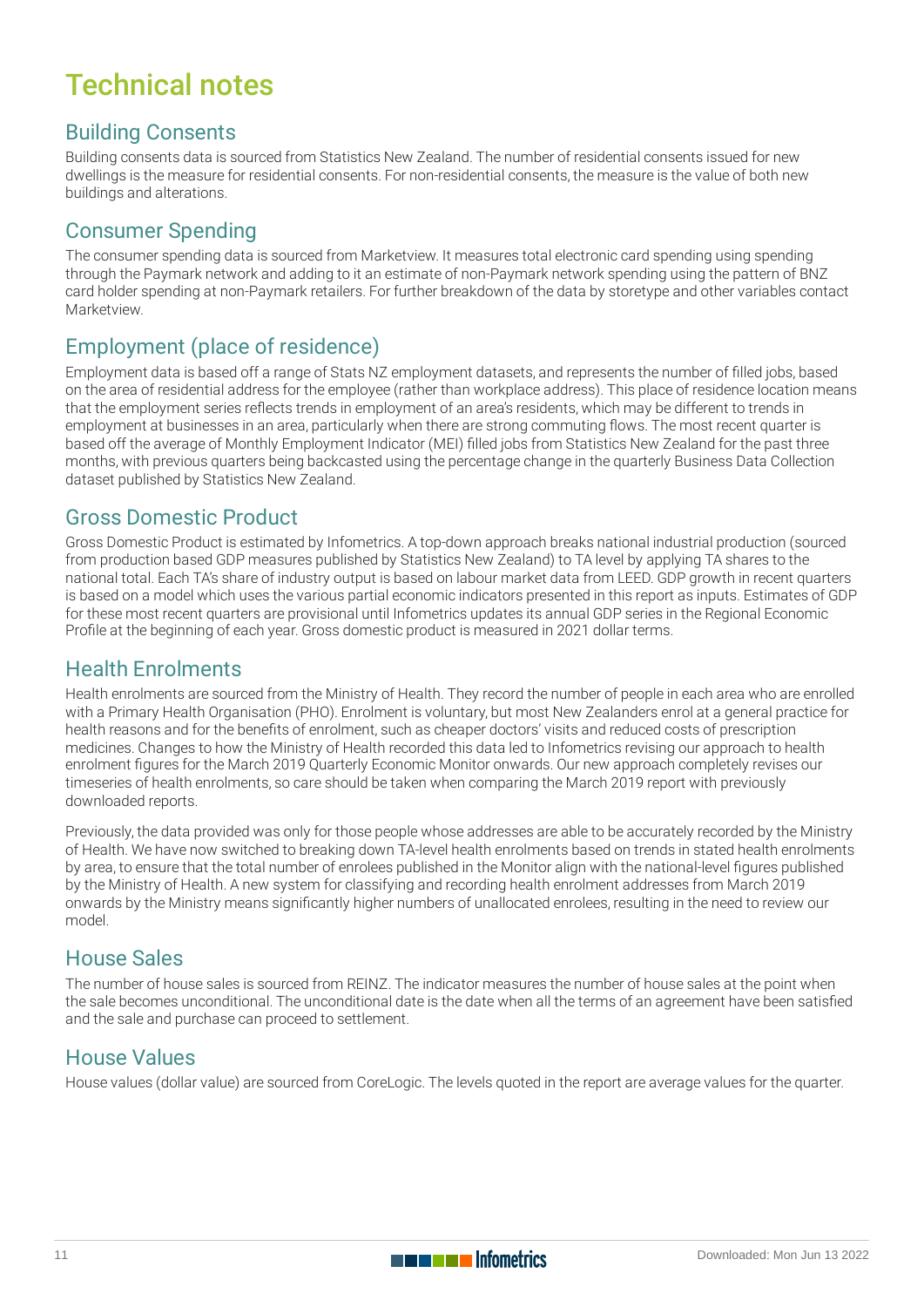# Technical notes

## Building Consents

Building consents data is sourced from Statistics New Zealand. The number of residential consents issued for new dwellings is the measure for residential consents. For non-residential consents, the measure is the value of both new buildings and alterations.

## Consumer Spending

The consumer spending data is sourced from Marketview. It measures total electronic card spending using spending through the Paymark network and adding to it an estimate of non-Paymark network spending using the pattern of BNZ card holder spending at non-Paymark retailers. For further breakdown of the data by storetype and other variables contact Marketview.

## Employment (place of residence)

Employment data is based off a range of Stats NZ employment datasets, and represents the number of filled jobs, based on the area of residential address for the employee (rather than workplace address). This place of residence location means that the employment series reflects trends in employment of an area's residents, which may be different to trends in employment at businesses in an area, particularly when there are strong commuting flows. The most recent quarter is based off the average of Monthly Employment Indicator (MEI) filled jobs from Statistics New Zealand for the past three months, with previous quarters being backcasted using the percentage change in the quarterly Business Data Collection dataset published by Statistics New Zealand.

## Gross Domestic Product

Gross Domestic Product is estimated by Infometrics. A top-down approach breaks national industrial production (sourced from production based GDP measures published by Statistics New Zealand) to TA level by applying TA shares to the national total. Each TA's share of industry output is based on labour market data from LEED. GDP growth in recent quarters is based on a model which uses the various partial economic indicators presented in this report as inputs. Estimates of GDP for these most recent quarters are provisional until Infometrics updates its annual GDP series in the Regional Economic Profile at the beginning of each year. Gross domestic product is measured in 2021 dollar terms.

## Health Enrolments

Health enrolments are sourced from the Ministry of Health. They record the number of people in each area who are enrolled with a Primary Health Organisation (PHO). Enrolment is voluntary, but most New Zealanders enrol at a general practice for health reasons and for the benefits of enrolment, such as cheaper doctors' visits and reduced costs of prescription medicines. Changes to how the Ministry of Health recorded this data led to Infometrics revising our approach to health enrolment figures for the March 2019 Quarterly Economic Monitor onwards. Our new approach completely revises our timeseries of health enrolments, so care should be taken when comparing the March 2019 report with previously downloaded reports.

Previously, the data provided was only for those people whose addresses are able to be accurately recorded by the Ministry of Health. We have now switched to breaking down TA-level health enrolments based on trends in stated health enrolments by area, to ensure that the total number of enrolees published in the Monitor align with the national-level figures published by the Ministry of Health. A new system for classifying and recording health enrolment addresses from March 2019 onwards by the Ministry means significantly higher numbers of unallocated enrolees, resulting in the need to review our model.

## House Sales

The number of house sales is sourced from REINZ. The indicator measures the number of house sales at the point when the sale becomes unconditional. The unconditional date is the date when all the terms of an agreement have been satisfied and the sale and purchase can proceed to settlement.

## House Values

House values (dollar value) are sourced from CoreLogic. The levels quoted in the report are average values for the quarter.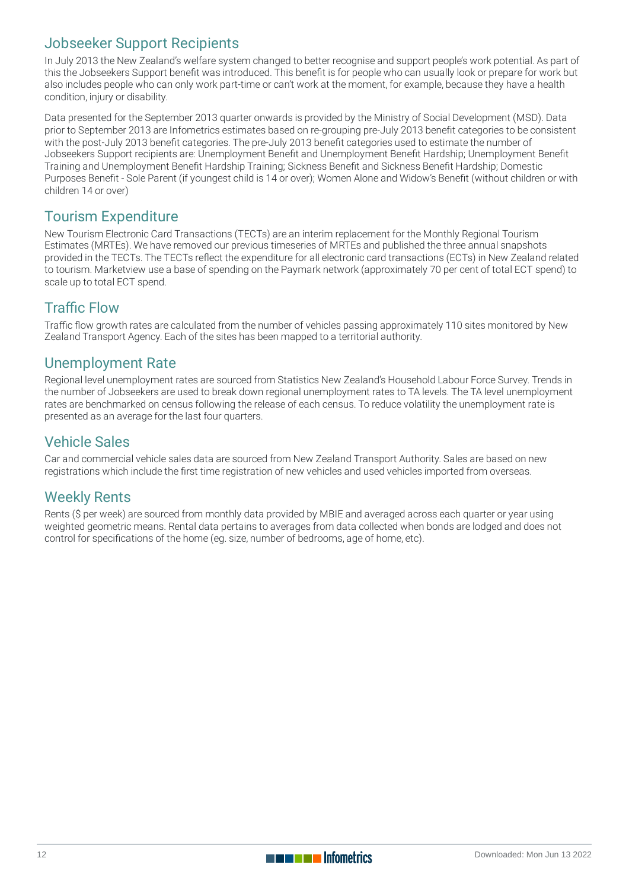## Jobseeker Support Recipients

In July 2013 the New Zealand's welfare system changed to better recognise and support people's work potential. As part of this the Jobseekers Support benefit was introduced. This benefit is for people who can usually look or prepare for work but also includes people who can only work part-time or can't work at the moment, for example, because they have a health condition, injury or disability.

Data presented for the September 2013 quarter onwards is provided by the Ministry of Social Development (MSD). Data prior to September 2013 are Infometrics estimates based on re-grouping pre-July 2013 benefit categories to be consistent with the post-July 2013 benefit categories. The pre-July 2013 benefit categories used to estimate the number of Jobseekers Support recipients are: Unemployment Benefit and Unemployment Benefit Hardship; Unemployment Benefit Training and Unemployment Benefit Hardship Training; Sickness Benefit and Sickness Benefit Hardship; Domestic Purposes Benefit - Sole Parent (if youngest child is 14 or over); Women Alone and Widow's Benefit (without children or with children 14 or over)

## Tourism Expenditure

New Tourism Electronic Card Transactions (TECTs) are an interim replacement for the Monthly Regional Tourism Estimates (MRTEs). We have removed our previous timeseries of MRTEs and published the three annual snapshots provided in the TECTs. The TECTs reflect the expenditure for all electronic card transactions (ECTs) in New Zealand related to tourism. Marketview use a base of spending on the Paymark network (approximately 70 per cent of total ECT spend) to scale up to total ECT spend.

## Traffic Flow

Traffic flow growth rates are calculated from the number of vehicles passing approximately 110 sites monitored by New Zealand Transport Agency. Each of the sites has been mapped to a territorial authority.

## Unemployment Rate

Regional level unemployment rates are sourced from Statistics New Zealand's Household Labour Force Survey. Trends in the number of Jobseekers are used to break down regional unemployment rates to TA levels. The TA level unemployment rates are benchmarked on census following the release of each census. To reduce volatility the unemployment rate is presented as an average for the last four quarters.

## Vehicle Sales

Car and commercial vehicle sales data are sourced from New Zealand Transport Authority. Sales are based on new registrations which include the first time registration of new vehicles and used vehicles imported from overseas.

## Weekly Rents

Rents ($ per week) are sourced from monthly data provided by MBIE and averaged across each quarter or year using weighted geometric means. Rental data pertains to averages from data collected when bonds are lodged and does not control for specifications of the home (eg. size, number of bedrooms, age of home, etc).